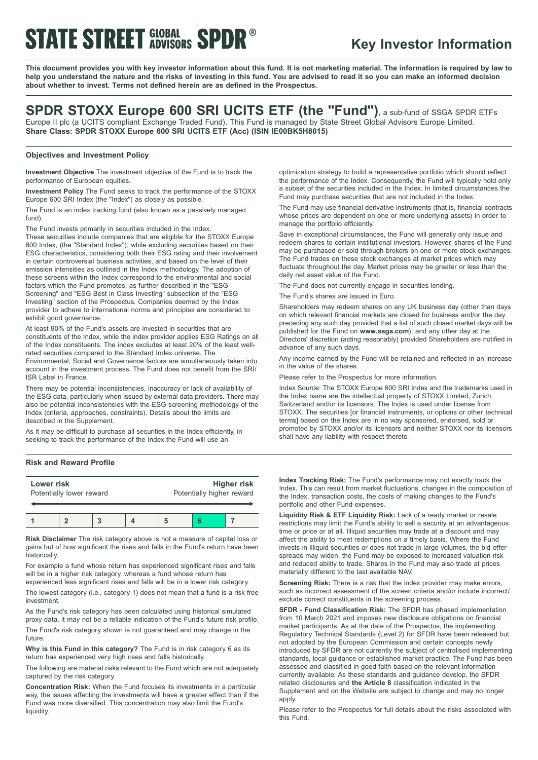# STATE STREET GLOBAL ADVISORS SPDR®

## Key Investor Information

**This document provides you with key investor information about this fund. It is not marketing material. The information is required by law to help you understand the nature and the risks of investing in this fund. You are advised to read it so you can make an informed decision about whether to invest. Terms not defined herein are as defined in the Prospectus.**

# SPDR STOXX Europe 600 SRI UCITS ETF (the "Fund"), a sub-fund of SSGA SPDR ETFs

Europe II plc (a UCITS compliant Exchange Traded Fund). This Fund is managed by State Street Global Advisors Europe Limited.
**Share Class: SPDR STOXX Europe 600 SRI UCITS ETF (Acc) (ISIN IE00BK5H8015)**

### Objectives and Investment Policy

**Investment Objective** The investment objective of the Fund is to track the performance of European equities.

**Investment Policy** The Fund seeks to track the performance of the STOXX Europe 600 SRI Index (the "Index") as closely as possible.

The Fund is an index tracking fund (also known as a passively managed fund).

The Fund invests primarily in securities included in the Index.
These securities include companies that are eligible for the STOXX Europe 600 Index, (the "Standard Index"), while excluding securities based on their ESG characteristics, considering both their ESG rating and their involvement in certain controversial business activities, and based on the level of their emission intensities as outlined in the Index methodology. The adoption of these screens within the Index correspond to the environmental and social factors which the Fund promotes, as further described in the "ESG Screening" and "ESG Best in Class Investing" subsection of the "ESG Investing" section of the Prospectus. Companies deemed by the Index provider to adhere to international norms and principles are considered to exhibit good governance.

At least 90% of the Fund's assets are invested in securities that are constituents of the Index, while the index provider applies ESG Ratings on all of the Index constituents. The index excludes at least 20% of the least well-rated securities compared to the Standard Index universe. The Environmental, Social and Governance factors are simultaneously taken into account in the investment process. The Fund does not benefit from the SRI/ISR Label in France.

There may be potential inconsistencies, inaccuracy or lack of availability of the ESG data, particularly when issued by external data providers. There may also be potential inconsistencies with the ESG screening methodology of the Index (criteria, approaches, constraints). Details about the limits are described in the Supplement.

As it may be difficult to purchase all securities in the Index efficiently, in seeking to track the performance of the Index the Fund will use an optimization strategy to build a representative portfolio which should reflect the performance of the Index. Consequently, the Fund will typically hold only a subset of the securities included in the Index. In limited circumstances the Fund may purchase securities that are not included in the Index.

The Fund may use financial derivative instruments (that is, financial contracts whose prices are dependent on one or more underlying assets) in order to manage the portfolio efficiently.

Save in exceptional circumstances, the Fund will generally only issue and redeem shares to certain institutional investors. However, shares of the Fund may be purchased or sold through brokers on one or more stock exchanges. The Fund trades on these stock exchanges at market prices which may fluctuate throughout the day. Market prices may be greater or less than the daily net asset value of the Fund.

The Fund does not currently engage in securities lending.

The Fund's shares are issued in Euro.

Shareholders may redeem shares on any UK business day (other than days on which relevant financial markets are closed for business and/or the day preceding any such day provided that a list of such closed market days will be published for the Fund on **www.ssga.com**); and any other day at the Directors' discretion (acting reasonably) provided Shareholders are notified in advance of any such days.

Any income earned by the Fund will be retained and reflected in an increase in the value of the shares.

Please refer to the Prospectus for more information.

Index Source: The STOXX Europe 600 SRI Index and the trademarks used in the Index name are the intellectual property of STOXX Limited, Zurich, Switzerland and/or its licensors. The Index is used under license from STOXX. The securities [or financial instruments, or options or other technical terms] based on the Index are in no way sponsored, endorsed, sold or promoted by STOXX and/or its licensors and neither STOXX nor its licensors shall have any liability with respect thereto.

### Risk and Reward Profile

| Lower risk<br>Potentially lower reward | | | | | | Higher risk<br>Potentially higher reward |
|---|---|---|---|---|---|---|
| 1 | 2 | 3 | 4 | 5 | **6** | 7 |

**Risk Disclaimer** The risk category above is not a measure of capital loss or gains but of how significant the rises and falls in the Fund's return have been historically.

For example a fund whose return has experienced significant rises and falls will be in a higher risk category, whereas a fund whose return has experienced less significant rises and falls will be in a lower risk category.

The lowest category (i.e., category 1) does not mean that a fund is a risk free investment.

As the Fund's risk category has been calculated using historical simulated proxy data, it may not be a reliable indication of the Fund's future risk profile.

The Fund's risk category shown is not guaranteed and may change in the future.

**Why is this Fund in this category?** The Fund is in risk category 6 as its return has experienced very high rises and falls historically.

The following are material risks relevant to the Fund which are not adequately captured by the risk category.

**Concentration Risk:** When the Fund focuses its investments in a particular way, the issues affecting the investments will have a greater effect than if the Fund was more diversified. This concentration may also limit the Fund's liquidity.

**Index Tracking Risk:** The Fund's performance may not exactly track the Index. This can result from market fluctuations, changes in the composition of the Index, transaction costs, the costs of making changes to the Fund's portfolio and other Fund expenses.

**Liquidity Risk & ETF Liquidity Risk:** Lack of a ready market or resale restrictions may limit the Fund's ability to sell a security at an advantageous time or price or at all. Illiquid securities may trade at a discount and may affect the ability to meet redemptions on a timely basis. Where the Fund invests in illiquid securities or does not trade in large volumes, the bid offer spreads may widen, the Fund may be exposed to increased valuation risk and reduced ability to trade. Shares in the Fund may also trade at prices materially different to the last available NAV.

**Screening Risk:** There is a risk that the index provider may make errors, such as incorrect assessment of the screen criteria and/or include incorrect/exclude correct constituents in the screening process.

**SFDR - Fund Classification Risk:** The SFDR has phased implementation from 10 March 2021 and imposes new disclosure obligations on financial market participants. As at the date of the Prospectus, the implementing Regulatory Technical Standards (Level 2) for SFDR have been released but not adopted by the European Commission and certain concepts newly introduced by SFDR are not currently the subject of centralised implementing standards, local guidance or established market practice. The Fund has been assessed and classified in good faith based on the relevant information currently available. As these standards and guidance develop, the SFDR related disclosures and **the Article 8** classification indicated in the Supplement and on the Website are subject to change and may no longer apply.

Please refer to the Prospectus for full details about the risks associated with this Fund.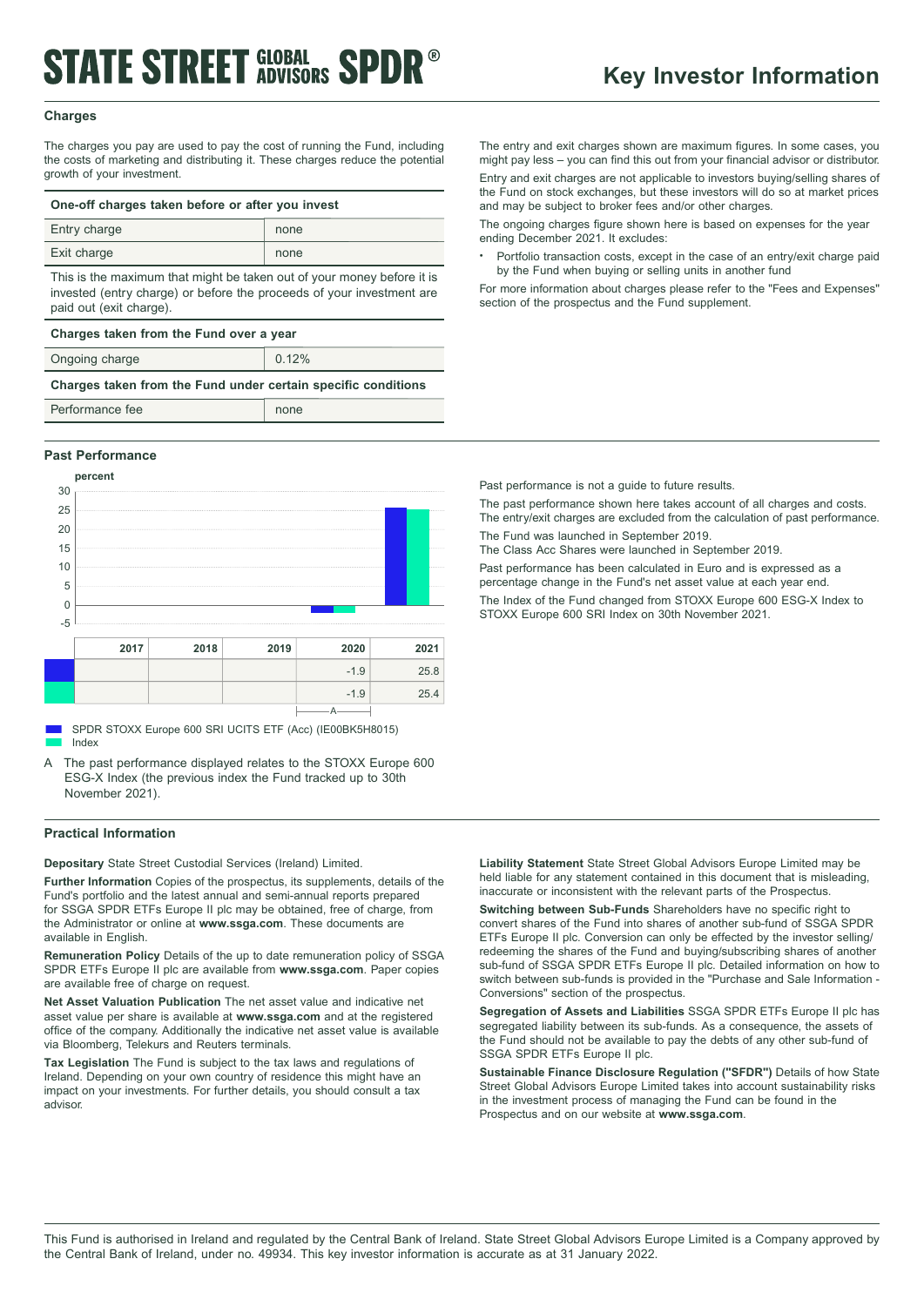## Charges

The charges you pay are used to pay the cost of running the Fund, including the costs of marketing and distributing it. These charges reduce the potential growth of your investment.

| One-off charges taken before or after you invest | |
|---|---|
| Entry charge | none |
| Exit charge | none |

This is the maximum that might be taken out of your money before it is invested (entry charge) or before the proceeds of your investment are paid out (exit charge).

| Charges taken from the Fund over a year | |
|---|---|
| Ongoing charge | 0.12% |

| Charges taken from the Fund under certain specific conditions | |
|---|---|
| Performance fee | none |

The entry and exit charges shown are maximum figures. In some cases, you might pay less – you can find this out from your financial advisor or distributor.

Entry and exit charges are not applicable to investors buying/selling shares of the Fund on stock exchanges, but these investors will do so at market prices and may be subject to broker fees and/or other charges.

The ongoing charges figure shown here is based on expenses for the year ending December 2021. It excludes:

- Portfolio transaction costs, except in the case of an entry/exit charge paid by the Fund when buying or selling units in another fund

For more information about charges please refer to the "Fees and Expenses" section of the prospectus and the Fund supplement.

## Past Performance

percent

30
25
20
15
10
5
0
-5

2017 2018 2019 2020 2021

-1.9 25.8

-1.9 25.4

A

SPDR STOXX Europe 600 SRI UCITS ETF (Acc) (IE00BK5H8015)

Index

A The past performance displayed relates to the STOXX Europe 600 ESG-X Index (the previous index the Fund tracked up to 30th November 2021).

Past performance is not a guide to future results.

The past performance shown here takes account of all charges and costs. The entry/exit charges are excluded from the calculation of past performance.

The Fund was launched in September 2019.
The Class Acc Shares were launched in September 2019.

Past performance has been calculated in Euro and is expressed as a percentage change in the Fund's net asset value at each year end.

The Index of the Fund changed from STOXX Europe 600 ESG-X Index to STOXX Europe 600 SRI Index on 30th November 2021.

## Practical Information

**Depositary** State Street Custodial Services (Ireland) Limited.

**Further Information** Copies of the prospectus, its supplements, details of the Fund's portfolio and the latest annual and semi-annual reports prepared for SSGA SPDR ETFs Europe II plc may be obtained, free of charge, from the Administrator or online at **www.ssga.com**. These documents are available in English.

**Remuneration Policy** Details of the up to date remuneration policy of SSGA SPDR ETFs Europe II plc are available from **www.ssga.com**. Paper copies are available free of charge on request.

**Net Asset Valuation Publication** The net asset value and indicative net asset value per share is available at **www.ssga.com** and at the registered office of the company. Additionally the indicative net asset value is available via Bloomberg, Telekurs and Reuters terminals.

**Tax Legislation** The Fund is subject to the tax laws and regulations of Ireland. Depending on your own country of residence this might have an impact on your investments. For further details, you should consult a tax advisor.

**Liability Statement** State Street Global Advisors Europe Limited may be held liable for any statement contained in this document that is misleading, inaccurate or inconsistent with the relevant parts of the Prospectus.

**Switching between Sub-Funds** Shareholders have no specific right to convert shares of the Fund into shares of another sub-fund of SSGA SPDR ETFs Europe II plc. Conversion can only be effected by the investor selling/redeeming the shares of the Fund and buying/subscribing shares of another sub-fund of SSGA SPDR ETFs Europe II plc. Detailed information on how to switch between sub-funds is provided in the "Purchase and Sale Information - Conversions" section of the prospectus.

**Segregation of Assets and Liabilities** SSGA SPDR ETFs Europe II plc has segregated liability between its sub-funds. As a consequence, the assets of the Fund should not be available to pay the debts of any other sub-fund of SSGA SPDR ETFs Europe II plc.

**Sustainable Finance Disclosure Regulation ("SFDR")** Details of how State Street Global Advisors Europe Limited takes into account sustainability risks in the investment process of managing the Fund can be found in the Prospectus and on our website at **www.ssga.com**.

This Fund is authorised in Ireland and regulated by the Central Bank of Ireland. State Street Global Advisors Europe Limited is a Company approved by the Central Bank of Ireland, under no. 49934. This key investor information is accurate as at 31 January 2022.